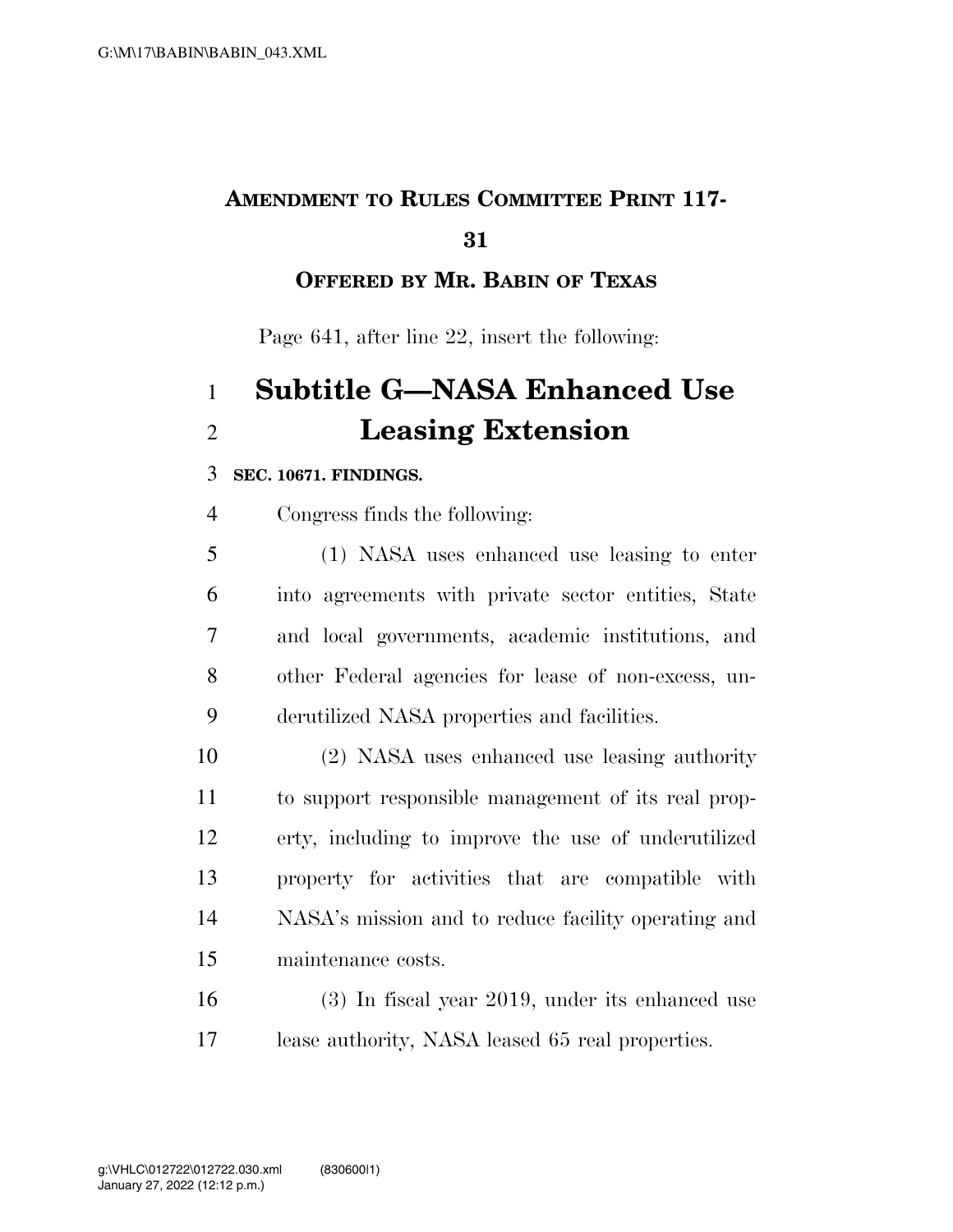**AMENDMENT TO RULES COMMITTEE PRINT 117-31**

**OFFERED BY MR. BABIN OF TEXAS**

Page 641, after line 22, insert the following:

# Subtitle G—NASA Enhanced Use Leasing Extension

**SEC. 10671. FINDINGS.**

Congress finds the following:

(1) NASA uses enhanced use leasing to enter into agreements with private sector entities, State and local governments, academic institutions, and other Federal agencies for lease of non-excess, underutilized NASA properties and facilities.

(2) NASA uses enhanced use leasing authority to support responsible management of its real property, including to improve the use of underutilized property for activities that are compatible with NASA's mission and to reduce facility operating and maintenance costs.

(3) In fiscal year 2019, under its enhanced use lease authority, NASA leased 65 real properties.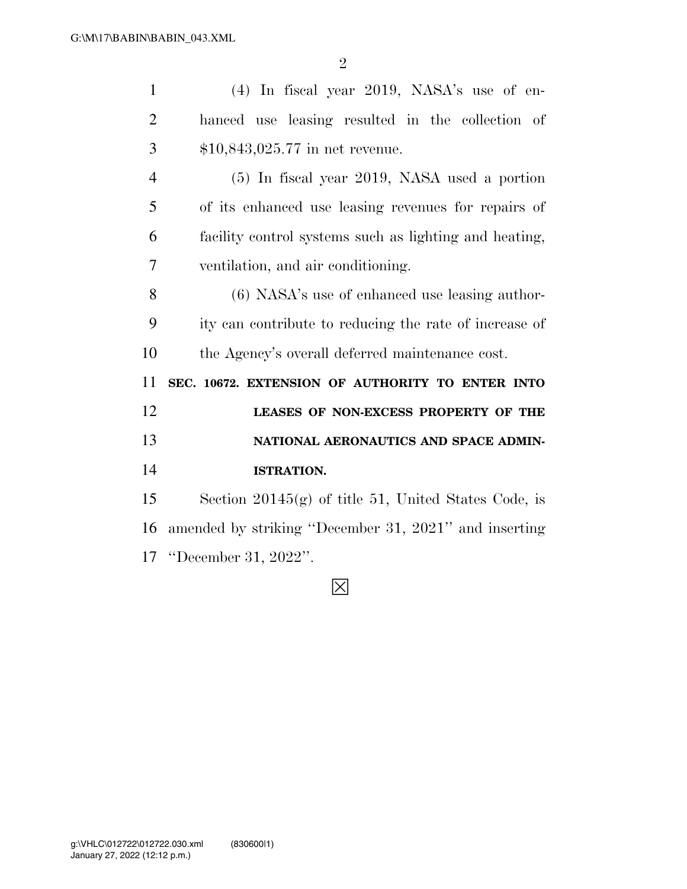(4) In fiscal year 2019, NASA's use of enhanced use leasing resulted in the collection of $10,843,025.77 in net revenue.

(5) In fiscal year 2019, NASA used a portion of its enhanced use leasing revenues for repairs of facility control systems such as lighting and heating, ventilation, and air conditioning.

(6) NASA's use of enhanced use leasing authority can contribute to reducing the rate of increase of the Agency's overall deferred maintenance cost.

**SEC. 10672. EXTENSION OF AUTHORITY TO ENTER INTO LEASES OF NON-EXCESS PROPERTY OF THE NATIONAL AERONAUTICS AND SPACE ADMINISTRATION.**

Section 20145(g) of title 51, United States Code, is amended by striking ''December 31, 2021'' and inserting ''December 31, 2022''.